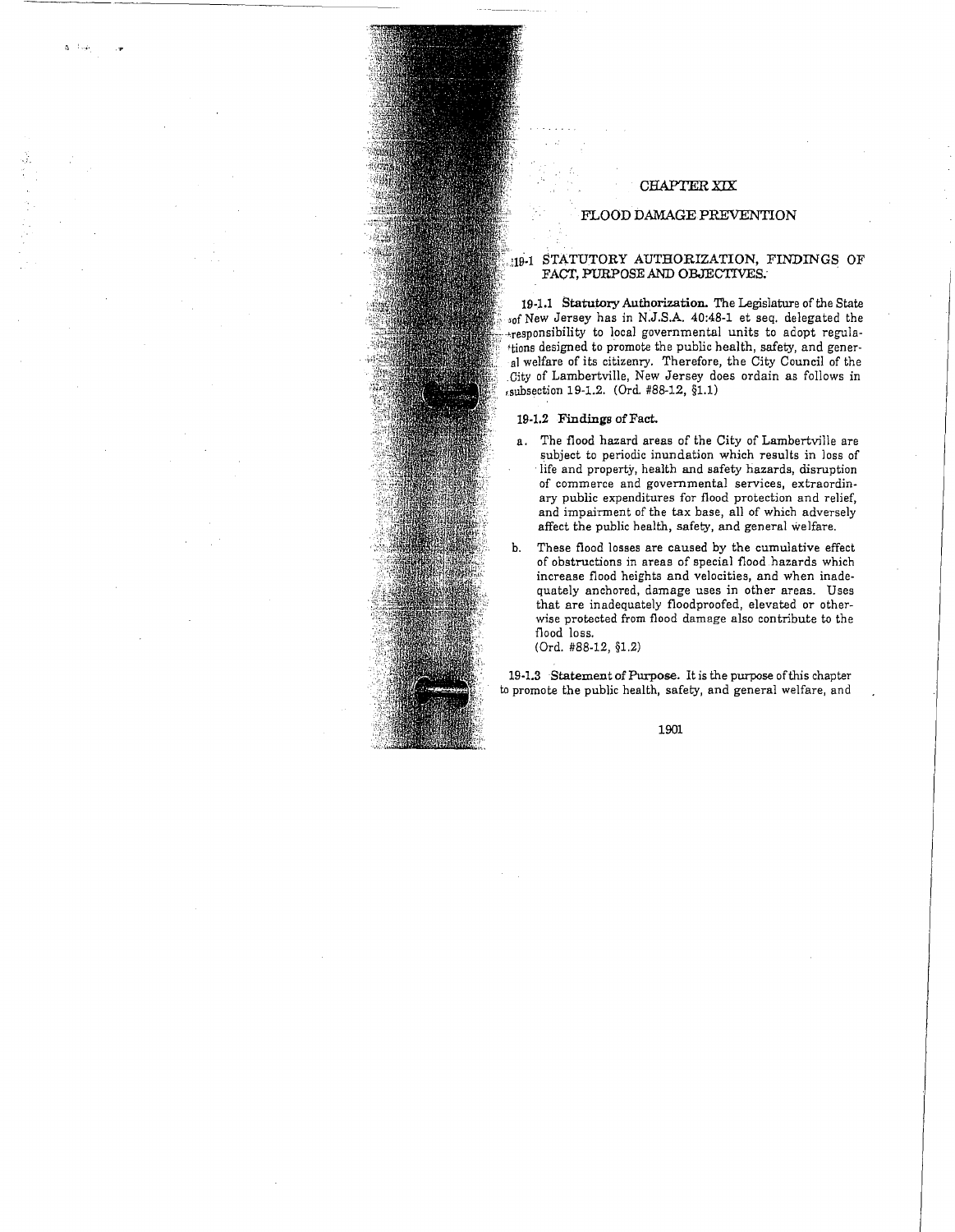# CHAPTER XIX

## FLOOD DAMAGE PREVENTION

### 19-1 STATUTORY AUTHORIZATION, FINDINGS OF FACT, PURPOSE AND OBJECTIVES.

**19-1.1 Statutory Authorization.** The Legislature of the State of New Jersey has in N.J.S.A. 40:48-1 et seq. delegated the responsibility to local governmental units to adopt regulations designed to promote the public health, safety, and general welfare of its citizenry. Therefore, the City Council of the City of Lambertville, New Jersey does ordain as follows in subsection 19-1.2. (Ord. #88-12, §1.1)

**19-1.2 Findings of Fact.**

a. The flood hazard areas of the City of Lambertville are subject to periodic inundation which results in loss of life and property, health and safety hazards, disruption of commerce and governmental services, extraordinary public expenditures for flood protection and relief, and impairment of the tax base, all of which adversely affect the public health, safety, and general welfare.

b. These flood losses are caused by the cumulative effect of obstructions in areas of special flood hazards which increase flood heights and velocities, and when inadequately anchored, damage uses in other areas. Uses that are inadequately floodproofed, elevated or otherwise protected from flood damage also contribute to the flood loss.
(Ord. #88-12, §1.2)

**19-1.3 Statement of Purpose.** It is the purpose of this chapter to promote the public health, safety, and general welfare, and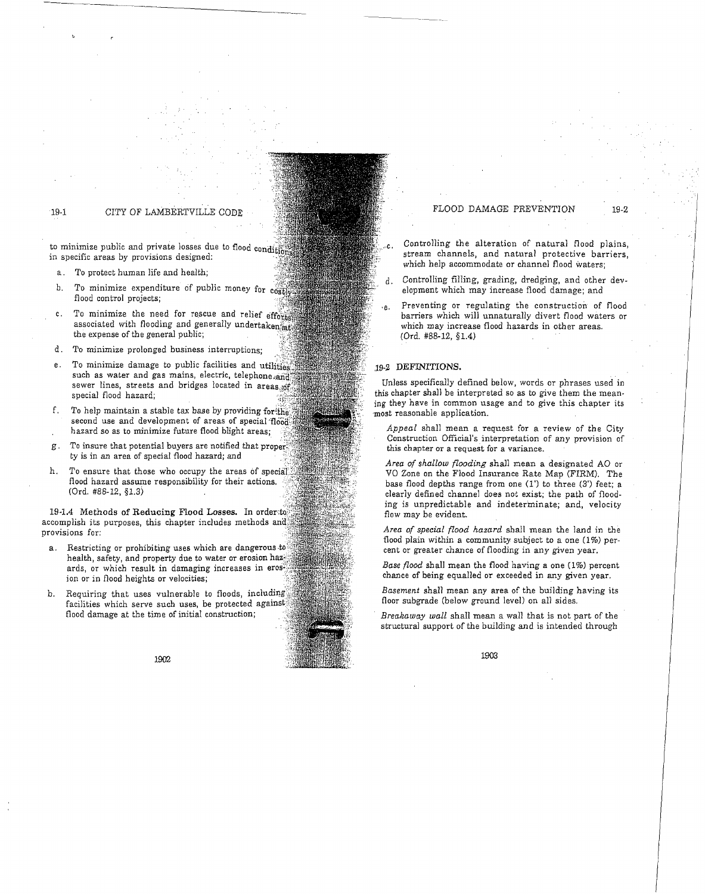to minimize public and private losses due to flood conditions in specific areas by provisions designed:

a. To protect human life and health;

b. To minimize expenditure of public money for costly flood control projects;

c. To minimize the need for rescue and relief efforts associated with flooding and generally undertaken at the expense of the general public;

d. To minimize prolonged business interruptions;

e. To minimize damage to public facilities and utilities such as water and gas mains, electric, telephone and sewer lines, streets and bridges located in areas of special flood hazard;

f. To help maintain a stable tax base by providing for the second use and development of areas of special flood hazard so as to minimize future flood blight areas;

g. To insure that potential buyers are notified that property is in an area of special flood hazard; and

h. To ensure that those who occupy the areas of special flood hazard assume responsibility for their actions. (Ord. #88-12, §1.3)

**19-1.4 Methods of Reducing Flood Losses.** In order to accomplish its purposes, this chapter includes methods and provisions for:

a. Restricting or prohibiting uses which are dangerous to health, safety, and property due to water or erosion hazards, or which result in damaging increases in erosion or in flood heights or velocities;

b. Requiring that uses vulnerable to floods, including facilities which serve such uses, be protected against flood damage at the time of initial construction;

c. Controlling the alteration of natural flood plains, stream channels, and natural protective barriers, which help accommodate or channel flood waters;

d. Controlling filling, grading, dredging, and other development which may increase flood damage; and

e. Preventing or regulating the construction of flood barriers which will unnaturally divert flood waters or which may increase flood hazards in other areas. (Ord. #88-12, §1.4)

## 19-2 DEFINITIONS.

Unless specifically defined below, words or phrases used in this chapter shall be interpreted so as to give them the meaning they have in common usage and to give this chapter its most reasonable application.

*Appeal* shall mean a request for a review of the City Construction Official's interpretation of any provision of this chapter or a request for a variance.

*Area of shallow flooding* shall mean a designated AO or VO Zone on the Flood Insurance Rate Map (FIRM). The base flood depths range from one (1') to three (3') feet; a clearly defined channel does not exist; the path of flooding is unpredictable and indeterminate; and, velocity flow may be evident.

*Area of special flood hazard* shall mean the land in the flood plain within a community subject to a one (1%) percent or greater chance of flooding in any given year.

*Base flood* shall mean the flood having a one (1%) percent chance of being equalled or exceeded in any given year.

*Basement* shall mean any area of the building having its floor subgrade (below ground level) on all sides.

*Breakaway wall* shall mean a wall that is not part of the structural support of the building and is intended through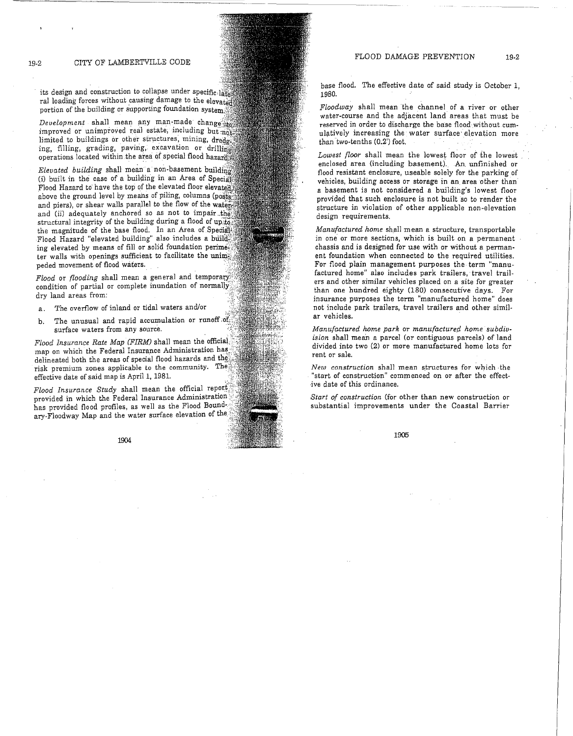its design and construction to collapse under specific lateral loading forces without causing damage to the elevated portion of the building or supporting foundation system.

*Development* shall mean any man-made change to improved or unimproved real estate, including but not limited to buildings or other structures, mining, dredging, filling, grading, paving, excavation or drilling operations located within the area of special flood hazard.

*Elevated building* shall mean a non-basement building (i) built in the case of a building in an Area of Special Flood Hazard to have the top of the elevated floor elevated above the ground level by means of piling, columns (posts and piers), or shear walls parallel to the flow of the water and (ii) adequately anchored so as not to impair the structural integrity of the building during a flood of up to the magnitude of the base flood. In an Area of Special Flood Hazard "elevated building" also includes a building elevated by means of fill or solid foundation perimeter walls with openings sufficient to facilitate the unimpeded movement of flood waters.

*Flood* or *flooding* shall mean a general and temporary condition of partial or complete inundation of normally dry land areas from:

a. The overflow of inland or tidal waters and/or

b. The unusual and rapid accumulation or runoff of surface waters from any source.

*Flood Insurance Rate Map (FIRM)* shall mean the official map on which the Federal Insurance Administration has delineated both the areas of special flood hazards and the risk premium zones applicable to the community. The effective date of said map is April 1, 1981.

*Flood Insurance Study* shall mean the official report provided in which the Federal Insurance Administration has provided flood profiles, as well as the Flood Boundary-Floodway Map and the water surface elevation of the base flood. The effective date of said study is October 1, 1980.

*Floodway* shall mean the channel of a river or other water-course and the adjacent land areas that must be reserved in order to discharge the base flood without cumulatively increasing the water surface elevation more than two-tenths (0.2') foot.

*Lowest floor* shall mean the lowest floor of the lowest enclosed area (including basement). An unfinished or flood resistant enclosure, useable solely for the parking of vehicles, building access or storage in an area other than a basement is not considered a building's lowest floor provided that such enclosure is not built so to render the structure in violation of other applicable non-elevation design requirements.

*Manufactured home* shall mean a structure, transportable in one or more sections, which is built on a permanent chassis and is designed for use with or without a permanent foundation when connected to the required utilities. For flood plain management purposes the term "manufactured home" also includes park trailers, travel trailers and other similar vehicles placed on a site for greater than one hundred eighty (180) consecutive days. For insurance purposes the term "manufactured home" does not include park trailers, travel trailers and other similar vehicles.

*Manufactured home park* or *manufactured home subdivision* shall mean a parcel (or contiguous parcels) of land divided into two (2) or more manufactured home lots for rent or sale.

*New construction* shall mean structures for which the "start of construction" commenced on or after the effective date of this ordinance.

*Start of construction* (for other than new construction or substantial improvements under the Coastal Barrier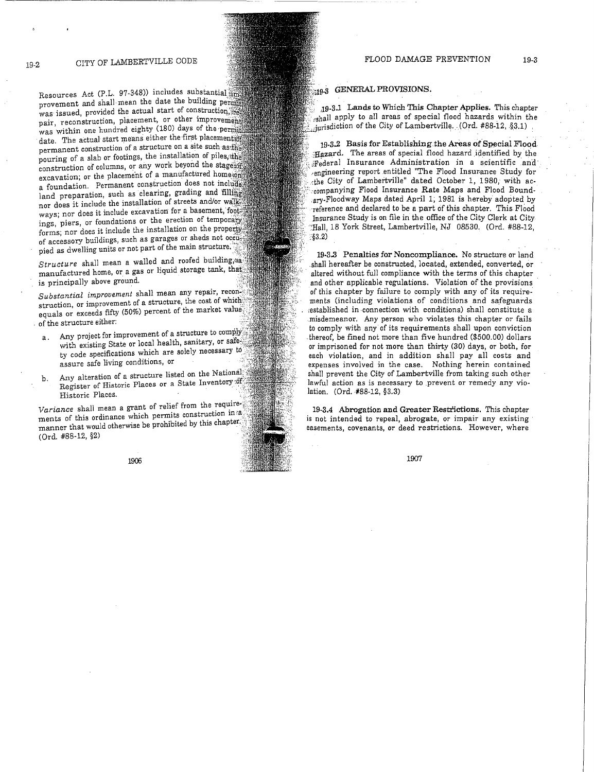Resources Act (P.L. 97-348)) includes substantial improvement and shall mean the date the building permit was issued, provided the actual start of construction, repair, reconstruction, placement, or other improvement was within one hundred eighty (180) days of the permit date. The actual start means either the first placement of permanent construction of a structure on a site such as the pouring of a slab or footings, the installation of piles, the construction of columns, or any work beyond the stage of excavation; or the placement of a manufactured home on a foundation. Permanent construction does not include land preparation, such as clearing, grading and filling; nor does it include the installation of streets and/or walkways; nor does it include excavation for a basement, footings, piers, or foundations or the erection of temporary forms; nor does it include the installation on the property of accessory buildings, such as garages or sheds not occupied as dwelling units or not part of the main structure.

*Structure* shall mean a walled and roofed building, a manufactured home, or a gas or liquid storage tank, that is principally above ground.

*Substantial improvement* shall mean any repair, reconstruction, or improvement of a structure, the cost of which equals or exceeds fifty (50%) percent of the market value of the structure either:

a. Any project for improvement of a structure to comply with existing State or local health, sanitary, or safety code specifications which are solely necessary to assure safe living conditions, or

b. Any alteration of a structure listed on the National Register of Historic Places or a State Inventory of Historic Places.

*Variance* shall mean a grant of relief from the requirements of this ordinance which permits construction in a manner that would otherwise be prohibited by this chapter. (Ord. #88-12, §2)

## 19-3 GENERAL PROVISIONS.

**19-3.1 Lands to Which This Chapter Applies.** This chapter shall apply to all areas of special flood hazards within the jurisdiction of the City of Lambertville. (Ord. #88-12, §3.1)

**19-3.2 Basis for Establishing the Areas of Special Flood Hazard.** The areas of special flood hazard identified by the Federal Insurance Administration in a scientific and engineering report entitled "The Flood Insurance Study for the City of Lambertville" dated October 1, 1980, with accompanying Flood Insurance Rate Maps and Flood Boundary-Floodway Maps dated April 1, 1981 is hereby adopted by reference and declared to be a part of this chapter. This Flood Insurance Study is on file in the office of the City Clerk at City Hall, 18 York Street, Lambertville, NJ 08530. (Ord. #88-12, §3.2)

**19-3.3 Penalties for Noncompliance.** No structure or land shall hereafter be constructed, located, extended, converted, or altered without full compliance with the terms of this chapter and other applicable regulations. Violation of the provisions of this chapter by failure to comply with any of its requirements (including violations of conditions and safeguards established in connection with conditions) shall constitute a misdemeanor. Any person who violates this chapter or fails to comply with any of its requirements shall upon conviction thereof, be fined not more than five hundred ($500.00) dollars or imprisoned for not more than thirty (30) days, or both, for each violation, and in addition shall pay all costs and expenses involved in the case. Nothing herein contained shall prevent the City of Lambertville from taking such other lawful action as is necessary to prevent or remedy any violation. (Ord. #88-12, §3.3)

**19-3.4 Abrogation and Greater Restrictions.** This chapter is not intended to repeal, abrogate, or impair any existing easements, covenants, or deed restrictions. However, where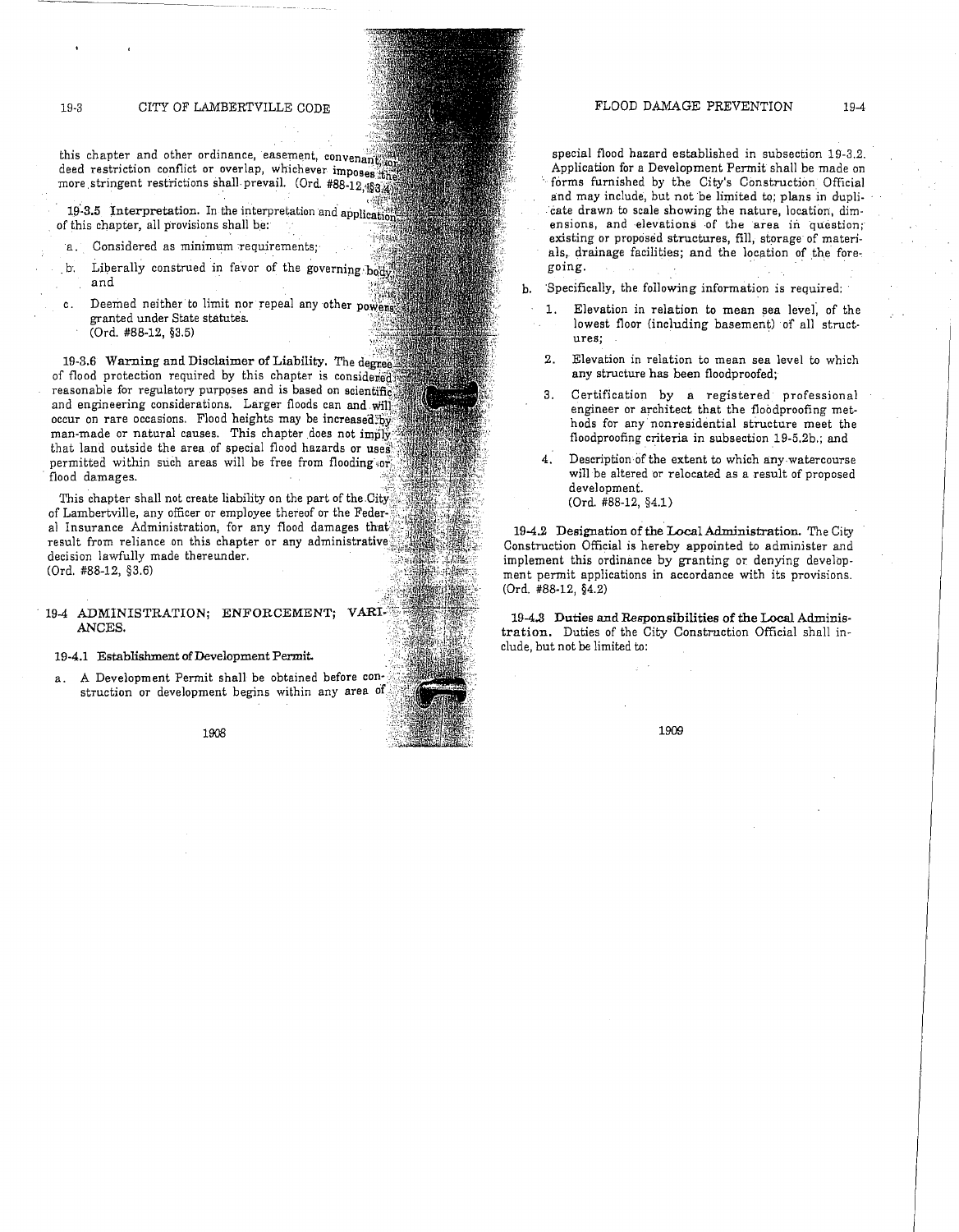this chapter and other ordinance, easement, convenant, or deed restriction conflict or overlap, whichever imposes the more stringent restrictions shall prevail. (Ord. #88-12, §3.4)

**19-3.5 Interpretation.** In the interpretation and application of this chapter, all provisions shall be:

a. Considered as minimum requirements;

b. Liberally construed in favor of the governing body; and

c. Deemed neither to limit nor repeal any other powers granted under State statutes.
(Ord. #88-12, §3.5)

**19-3.6 Warning and Disclaimer of Liability.** The degree of flood protection required by this chapter is considered reasonable for regulatory purposes and is based on scientific and engineering considerations. Larger floods can and will occur on rare occasions. Flood heights may be increased by man-made or natural causes. This chapter does not imply that land outside the area of special flood hazards or uses permitted within such areas will be free from flooding or flood damages.

This chapter shall not create liability on the part of the City of Lambertville, any officer or employee thereof or the Federal Insurance Administration, for any flood damages that result from reliance on this chapter or any administrative decision lawfully made thereunder.
(Ord. #88-12, §3.6)

## 19-4 ADMINISTRATION; ENFORCEMENT; VARIANCES.

**19-4.1 Establishment of Development Permit.**

a. A Development Permit shall be obtained before construction or development begins within any area of special flood hazard established in subsection 19-3.2. Application for a Development Permit shall be made on forms furnished by the City's Construction Official and may include, but not be limited to; plans in duplicate drawn to scale showing the nature, location, dimensions, and elevations of the area in question; existing or proposed structures, fill, storage of materials, drainage facilities; and the location of the foregoing.

b. Specifically, the following information is required:

   1. Elevation in relation to mean sea level, of the lowest floor (including basement) of all structures;

   2. Elevation in relation to mean sea level to which any structure has been floodproofed;

   3. Certification by a registered professional engineer or architect that the floodproofing methods for any nonresidential structure meet the floodproofing criteria in subsection 19-5.2b.; and

   4. Description of the extent to which any watercourse will be altered or relocated as a result of proposed development.
   (Ord. #88-12, §4.1)

**19-4.2 Designation of the Local Administration.** The City Construction Official is hereby appointed to administer and implement this ordinance by granting or denying development permit applications in accordance with its provisions. (Ord. #88-12, §4.2)

**19-4.3 Duties and Responsibilities of the Local Administration.** Duties of the City Construction Official shall include, but not be limited to: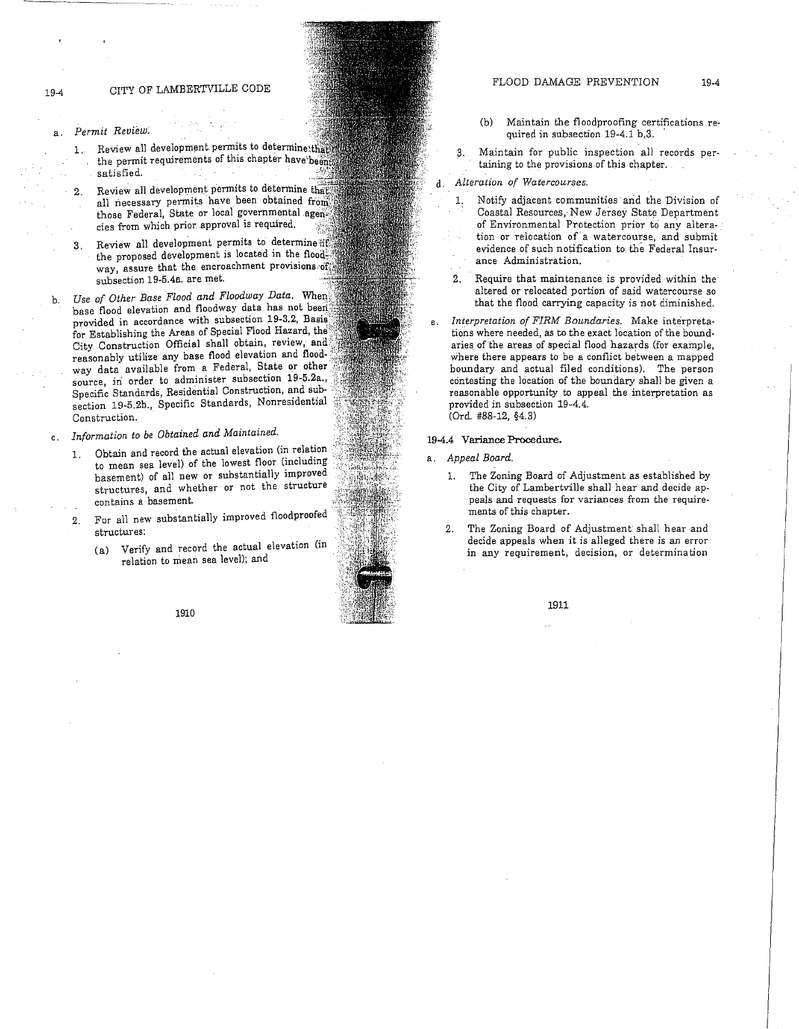a. *Permit Review.*

   1. Review all development permits to determine that the permit requirements of this chapter have been satisfied.

   2. Review all development permits to determine that all necessary permits have been obtained from those Federal, State or local governmental agencies from which prior approval is required.

   3. Review all development permits to determine if the proposed development is located in the floodway, assure that the encroachment provisions of subsection 19-5.4a. are met.

b. *Use of Other Base Flood and Floodway Data.* When base flood elevation and floodway data has not been provided in accordance with subsection 19-3.2, Basis for Establishing the Areas of Special Flood Hazard, the City Construction Official shall obtain, review, and reasonably utilize any base flood elevation and floodway data available from a Federal, State or other source, in order to administer subsection 19-5.2a., Specific Standards, Residential Construction, and subsection 19-5.2b., Specific Standards, Nonresidential Construction.

c. *Information to be Obtained and Maintained.*

   1. Obtain and record the actual elevation (in relation to mean sea level) of the lowest floor (including basement) of all new or substantially improved structures, and whether or not the structure contains a basement.

   2. For all new substantially improved floodproofed structures:

      (a) Verify and record the actual elevation (in relation to mean sea level); and

      (b) Maintain the floodproofing certifications required in subsection 19-4.1 b,3.

   3. Maintain for public inspection all records pertaining to the provisions of this chapter.

d. *Alteration of Watercourses.*

   1. Notify adjacent communities and the Division of Coastal Resources, New Jersey State Department of Environmental Protection prior to any alteration or relocation of a watercourse, and submit evidence of such notification to the Federal Insurance Administration.

   2. Require that maintenance is provided within the altered or relocated portion of said watercourse so that the flood carrying capacity is not diminished.

e. *Interpretation of FIRM Boundaries.* Make interpretations where needed, as to the exact location of the boundaries of the areas of special flood hazards (for example, where there appears to be a conflict between a mapped boundary and actual filed conditions). The person contesting the location of the boundary shall be given a reasonable opportunity to appeal the interpretation as provided in subsection 19-4.4.
(Ord. #88-12, §4.3)

### 19-4.4 Variance Procedure.

a. *Appeal Board.*

   1. The Zoning Board of Adjustment as established by the City of Lambertville shall hear and decide appeals and requests for variances from the requirements of this chapter.

   2. The Zoning Board of Adjustment shall hear and decide appeals when it is alleged there is an error in any requirement, decision, or determination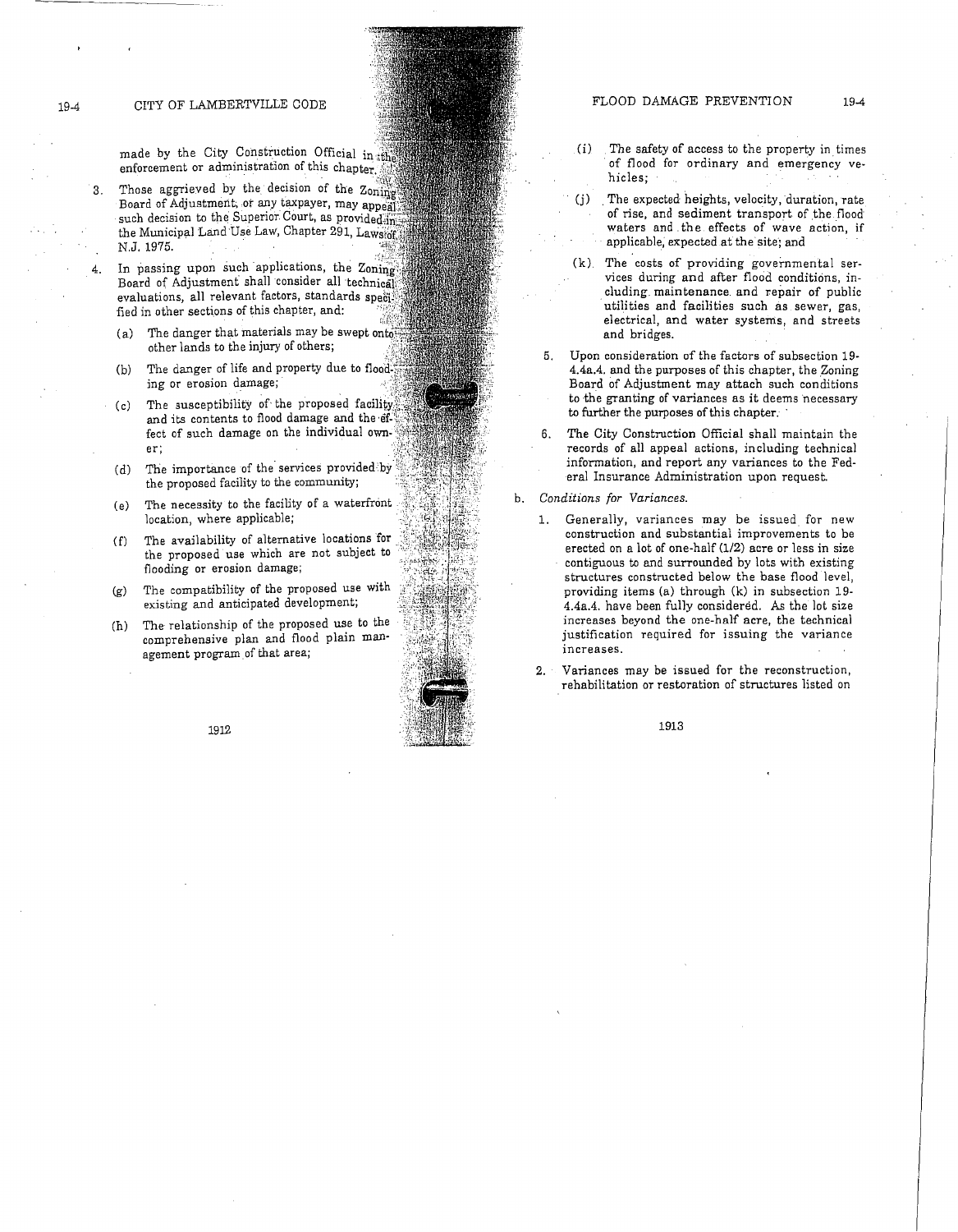made by the City Construction Official in the enforcement or administration of this chapter.

3. Those aggrieved by the decision of the Zoning Board of Adjustment, or any taxpayer, may appeal such decision to the Superior Court, as provided in the Municipal Land Use Law, Chapter 291, Laws of N.J. 1975.

4. In passing upon such applications, the Zoning Board of Adjustment shall consider all technical evaluations, all relevant factors, standards specified in other sections of this chapter, and:

   (a) The danger that materials may be swept onto other lands to the injury of others;

   (b) The danger of life and property due to flooding or erosion damage;

   (c) The susceptibility of the proposed facility and its contents to flood damage and the effect of such damage on the individual owner;

   (d) The importance of the services provided by the proposed facility to the community;

   (e) The necessity to the facility of a waterfront location, where applicable;

   (f) The availability of alternative locations for the proposed use which are not subject to flooding or erosion damage;

   (g) The compatibility of the proposed use with existing and anticipated development;

   (h) The relationship of the proposed use to the comprehensive plan and flood plain management program of that area;

   (i) The safety of access to the property in times of flood for ordinary and emergency vehicles;

   (j) The expected heights, velocity, duration, rate of rise, and sediment transport of the flood waters and the effects of wave action, if applicable, expected at the site; and

   (k) The costs of providing governmental services during and after flood conditions, including maintenance and repair of public utilities and facilities such as sewer, gas, electrical, and water systems, and streets and bridges.

5. Upon consideration of the factors of subsection 19-4.4a.4. and the purposes of this chapter, the Zoning Board of Adjustment may attach such conditions to the granting of variances as it deems necessary to further the purposes of this chapter.

6. The City Construction Official shall maintain the records of all appeal actions, including technical information, and report any variances to the Federal Insurance Administration upon request.

b. *Conditions for Variances.*

1. Generally, variances may be issued for new construction and substantial improvements to be erected on a lot of one-half (1/2) acre or less in size contiguous to and surrounded by lots with existing structures constructed below the base flood level, providing items (a) through (k) in subsection 19-4.4a.4. have been fully considered. As the lot size increases beyond the one-half acre, the technical justification required for issuing the variance increases.

2. Variances may be issued for the reconstruction, rehabilitation or restoration of structures listed on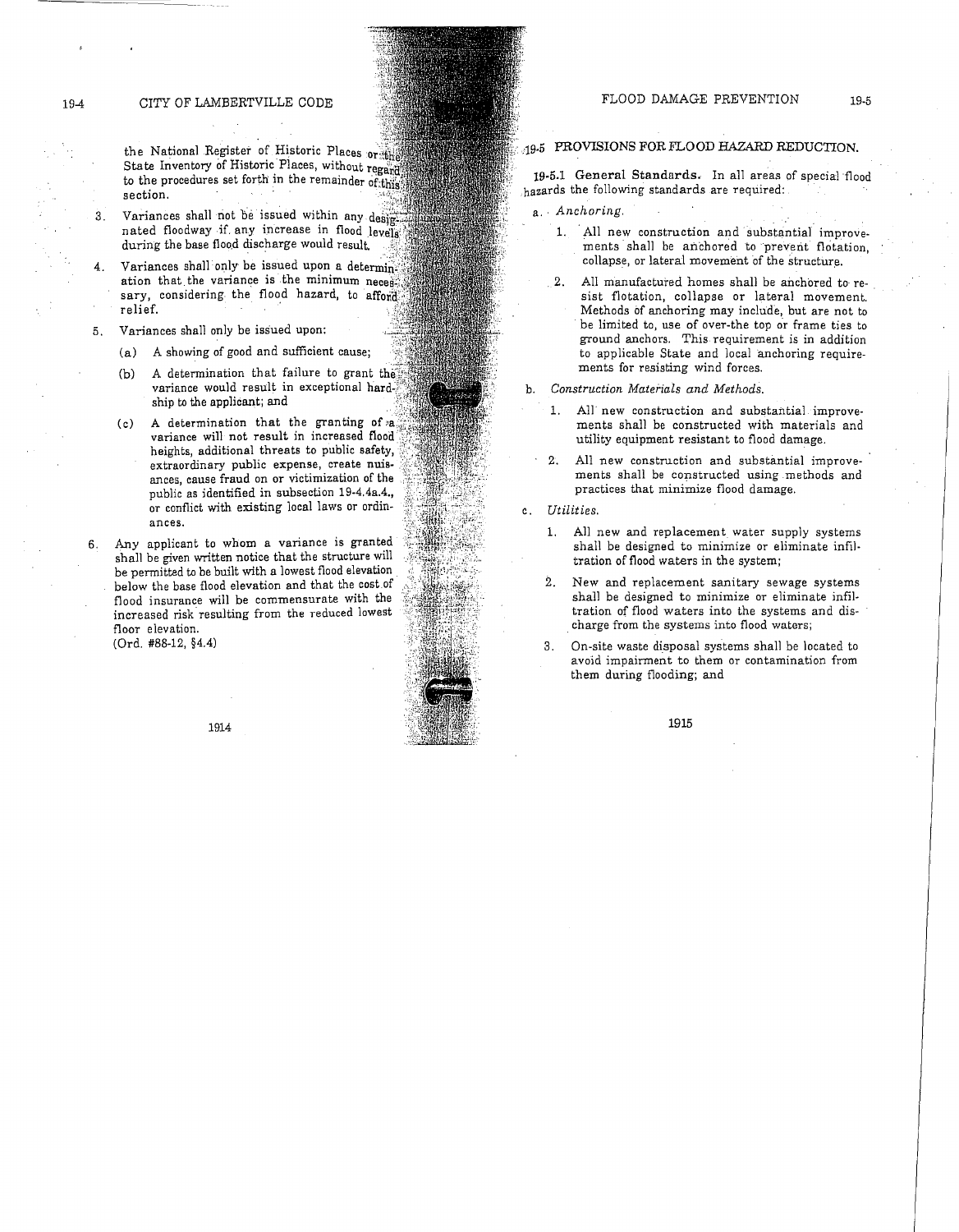the National Register of Historic Places or the State Inventory of Historic Places, without regard to the procedures set forth in the remainder of this section.

3. Variances shall not be issued within any designated floodway if any increase in flood levels during the base flood discharge would result.

4. Variances shall only be issued upon a determination that the variance is the minimum necessary, considering the flood hazard, to afford relief.

5. Variances shall only be issued upon:

   (a) A showing of good and sufficient cause;

   (b) A determination that failure to grant the variance would result in exceptional hardship to the applicant; and

   (c) A determination that the granting of a variance will not result in increased flood heights, additional threats to public safety, extraordinary public expense, create nuisances, cause fraud on or victimization of the public as identified in subsection 19-4.4a.4., or conflict with existing local laws or ordinances.

6. Any applicant to whom a variance is granted shall be given written notice that the structure will be permitted to be built with a lowest flood elevation below the base flood elevation and that the cost of flood insurance will be commensurate with the increased risk resulting from the reduced lowest floor elevation.

(Ord. #88-12, §4.4)

## 19-5 PROVISIONS FOR FLOOD HAZARD REDUCTION.

**19-5.1 General Standards.** In all areas of special flood hazards the following standards are required:

a. *Anchoring.*

   1. All new construction and substantial improvements shall be anchored to prevent flotation, collapse, or lateral movement of the structure.

   2. All manufactured homes shall be anchored to resist flotation, collapse or lateral movement. Methods of anchoring may include, but are not to be limited to, use of over-the top or frame ties to ground anchors. This requirement is in addition to applicable State and local anchoring requirements for resisting wind forces.

b. *Construction Materials and Methods.*

   1. All new construction and substantial improvements shall be constructed with materials and utility equipment resistant to flood damage.

   2. All new construction and substantial improvements shall be constructed using methods and practices that minimize flood damage.

c. *Utilities.*

   1. All new and replacement water supply systems shall be designed to minimize or eliminate infiltration of flood waters in the system;

   2. New and replacement sanitary sewage systems shall be designed to minimize or eliminate infiltration of flood waters into the systems and discharge from the systems into flood waters;

   3. On-site waste disposal systems shall be located to avoid impairment to them or contamination from them during flooding; and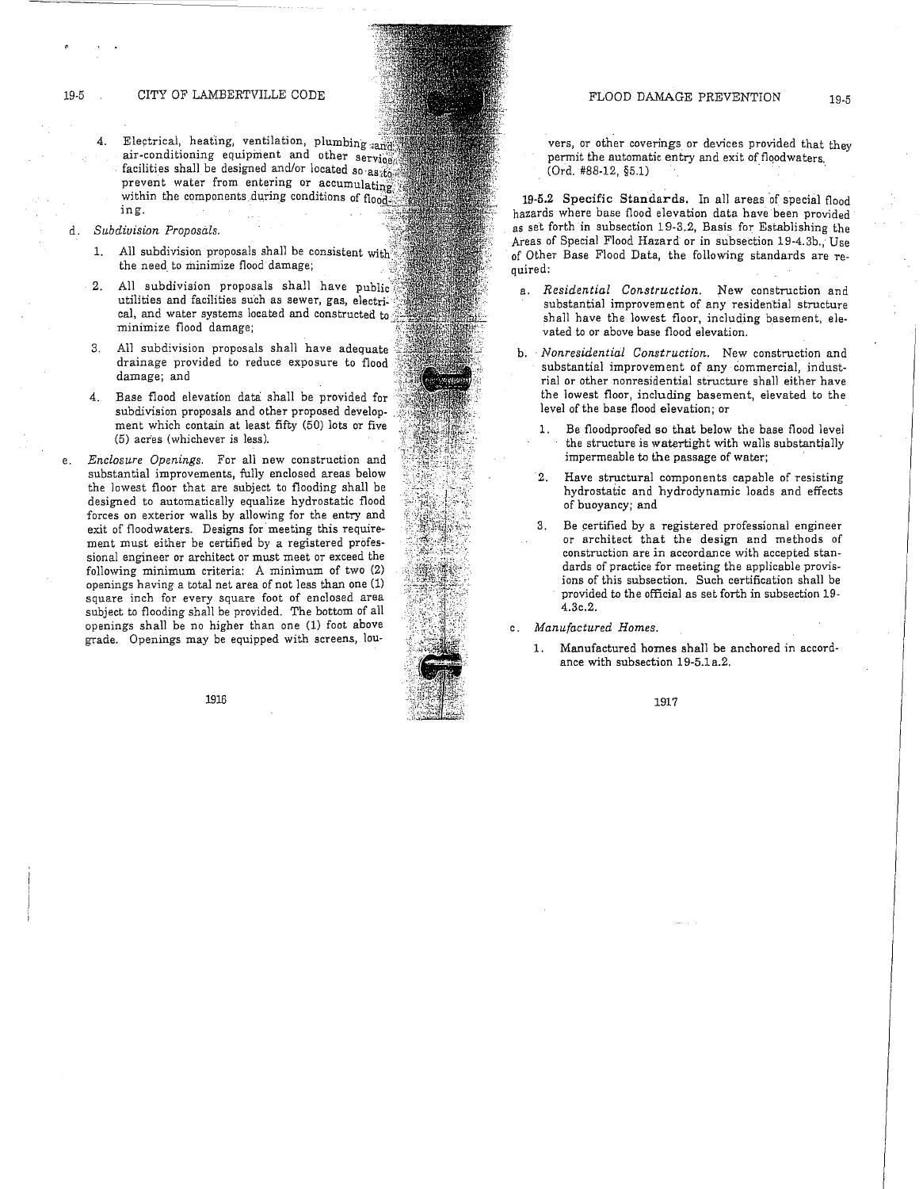4. Electrical, heating, ventilation, plumbing and air-conditioning equipment and other service facilities shall be designed and/or located so as to prevent water from entering or accumulating within the components during conditions of flooding.

d. *Subdivision Proposals.*

   1. All subdivision proposals shall be consistent with the need to minimize flood damage;

   2. All subdivision proposals shall have public utilities and facilities such as sewer, gas, electrical, and water systems located and constructed to minimize flood damage;

   3. All subdivision proposals shall have adequate drainage provided to reduce exposure to flood damage; and

   4. Base flood elevation data shall be provided for subdivision proposals and other proposed development which contain at least fifty (50) lots or five (5) acres (whichever is less).

e. *Enclosure Openings.* For all new construction and substantial improvements, fully enclosed areas below the lowest floor that are subject to flooding shall be designed to automatically equalize hydrostatic flood forces on exterior walls by allowing for the entry and exit of floodwaters. Designs for meeting this requirement must either be certified by a registered professional engineer or architect or must meet or exceed the following minimum criteria: A minimum of two (2) openings having a total net area of not less than one (1) square inch for every square foot of enclosed area subject to flooding shall be provided. The bottom of all openings shall be no higher than one (1) foot above grade. Openings may be equipped with screens, louvers, or other coverings or devices provided that they permit the automatic entry and exit of floodwaters. (Ord. #88-12, §5.1)

**19-5.2 Specific Standards.** In all areas of special flood hazards where base flood elevation data have been provided as set forth in subsection 19-3.2, Basis for Establishing the Areas of Special Flood Hazard or in subsection 19-4.3b., Use of Other Base Flood Data, the following standards are required:

a. *Residential Construction.* New construction and substantial improvement of any residential structure shall have the lowest floor, including basement, elevated to or above base flood elevation.

b. *Nonresidential Construction.* New construction and substantial improvement of any commercial, industrial or other nonresidential structure shall either have the lowest floor, including basement, elevated to the level of the base flood elevation; or

   1. Be floodproofed so that below the base flood level the structure is watertight with walls substantially impermeable to the passage of water;

   2. Have structural components capable of resisting hydrostatic and hydrodynamic loads and effects of buoyancy; and

   3. Be certified by a registered professional engineer or architect that the design and methods of construction are in accordance with accepted standards of practice for meeting the applicable provisions of this subsection. Such certification shall be provided to the official as set forth in subsection 19-4.3c.2.

c. *Manufactured Homes.*

   1. Manufactured homes shall be anchored in accordance with subsection 19-5.1a.2.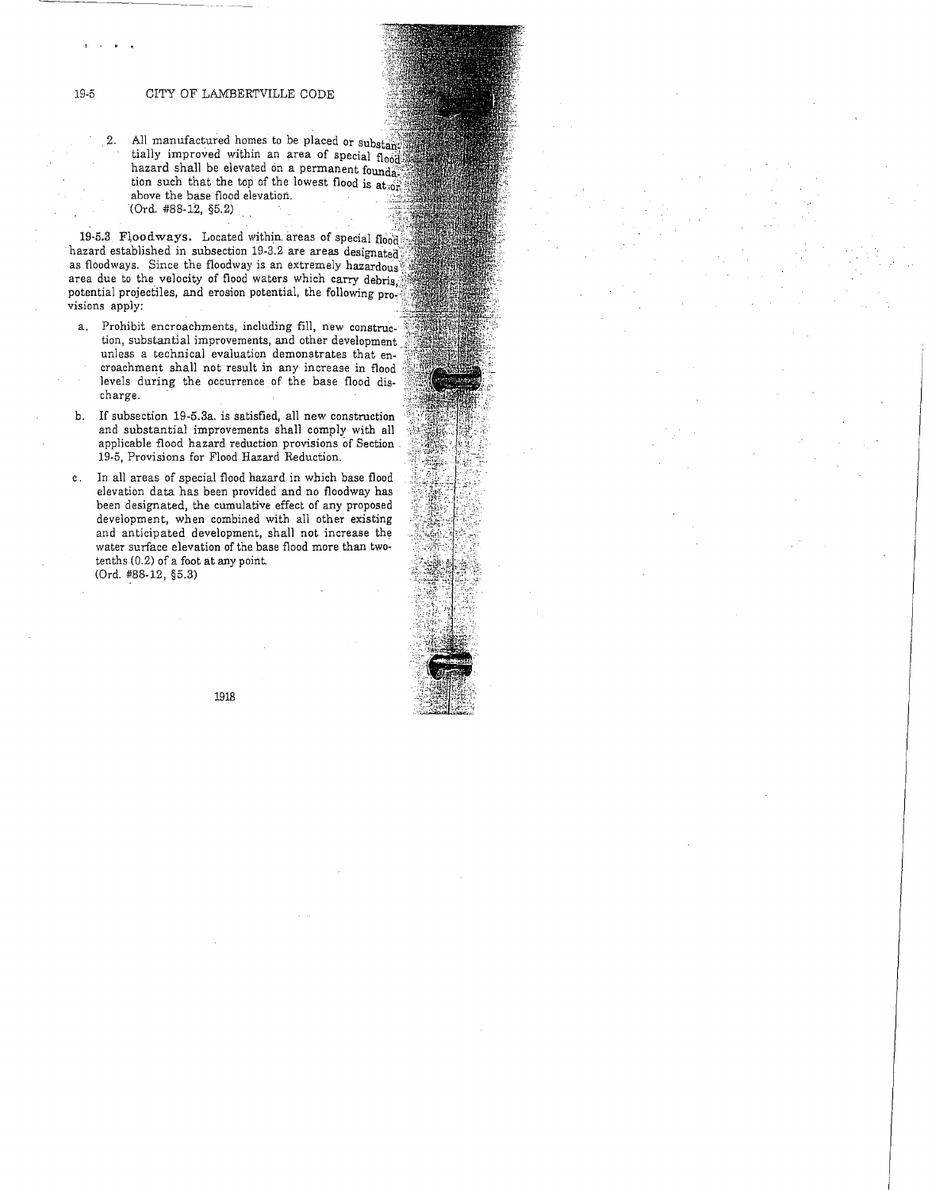2. All manufactured homes to be placed or substantially improved within an area of special flood hazard shall be elevated on a permanent foundation such that the top of the lowest flood is at or above the base flood elevation.
(Ord. #88-12, §5.2)

**19-5.3 Floodways.** Located within areas of special flood hazard established in subsection 19-3.2 are areas designated as floodways. Since the floodway is an extremely hazardous area due to the velocity of flood waters which carry debris, potential projectiles, and erosion potential, the following provisions apply:

a. Prohibit encroachments, including fill, new construction, substantial improvements, and other development unless a technical evaluation demonstrates that encroachment shall not result in any increase in flood levels during the occurrence of the base flood discharge.

b. If subsection 19-5.3a. is satisfied, all new construction and substantial improvements shall comply with all applicable flood hazard reduction provisions of Section 19-5, Provisions for Flood Hazard Reduction.

c. In all areas of special flood hazard in which base flood elevation data has been provided and no floodway has been designated, the cumulative effect of any proposed development, when combined with all other existing and anticipated development, shall not increase the water surface elevation of the base flood more than two-tenths (0.2) of a foot at any point.
(Ord. #88-12, §5.3)